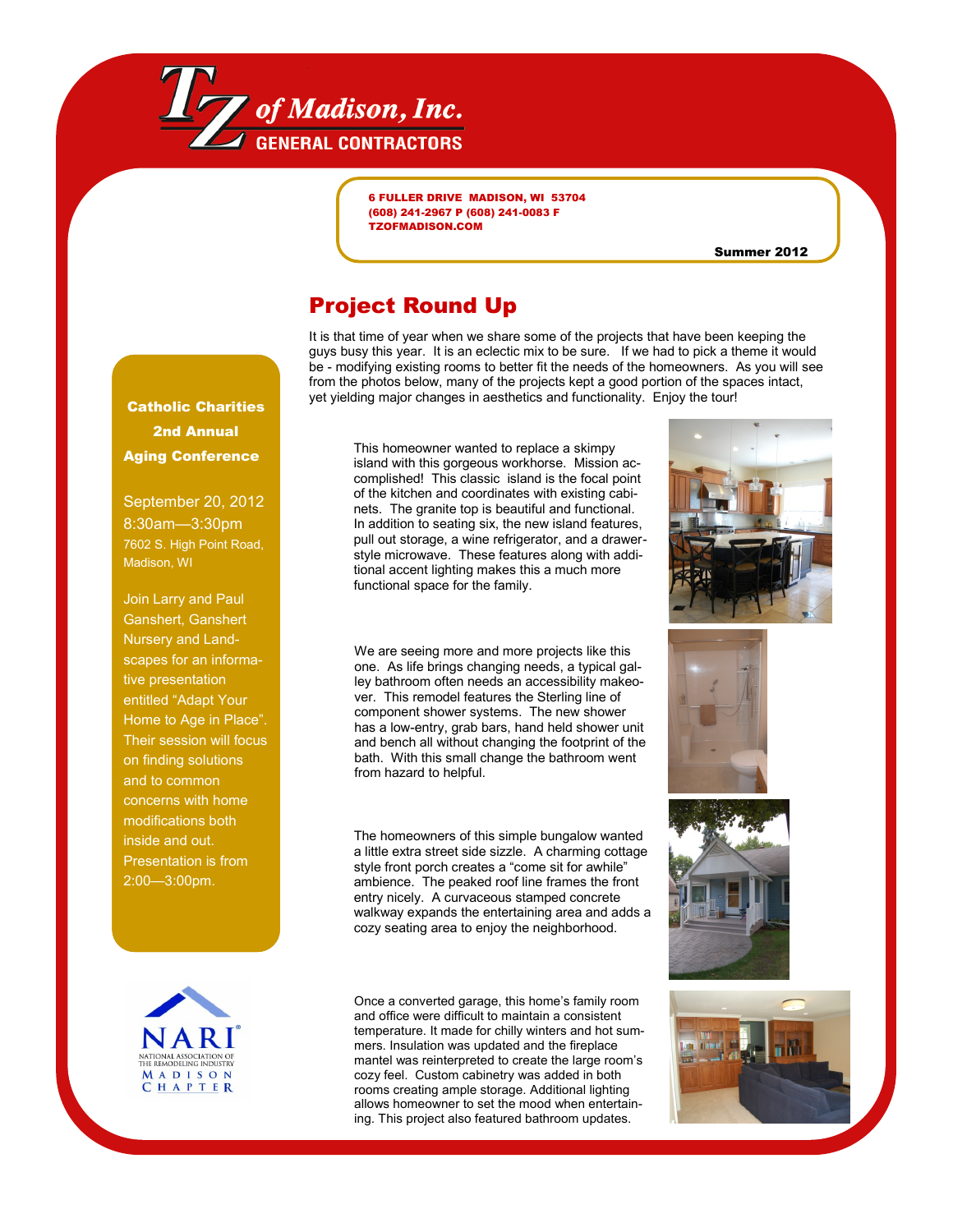# TZ of Madison, Inc.

GENERAL CONTRACTORS

6 FULLER DRIVE MADISON, WI 53704
(608) 241-2967 P (608) 241-0083 F
TZOFMADISON.COM

Summer 2012

## Project Round Up

It is that time of year when we share some of the projects that have been keeping the guys busy this year. It is an eclectic mix to be sure. If we had to pick a theme it would be - modifying existing rooms to better fit the needs of the homeowners. As you will see from the photos below, many of the projects kept a good portion of the spaces intact, yet yielding major changes in aesthetics and functionality. Enjoy the tour!

This homeowner wanted to replace a skimpy island with this gorgeous workhorse. Mission accomplished! This classic island is the focal point of the kitchen and coordinates with existing cabinets. The granite top is beautiful and functional. In addition to seating six, the new island features, pull out storage, a wine refrigerator, and a drawer-style microwave. These features along with additional accent lighting makes this a much more functional space for the family.

We are seeing more and more projects like this one. As life brings changing needs, a typical galley bathroom often needs an accessibility makeover. This remodel features the Sterling line of component shower systems. The new shower has a low-entry, grab bars, hand held shower unit and bench all without changing the footprint of the bath. With this small change the bathroom went from hazard to helpful.

The homeowners of this simple bungalow wanted a little extra street side sizzle. A charming cottage style front porch creates a "come sit for awhile" ambience. The peaked roof line frames the front entry nicely. A curvaceous stamped concrete walkway expands the entertaining area and adds a cozy seating area to enjoy the neighborhood.

Once a converted garage, this home's family room and office were difficult to maintain a consistent temperature. It made for chilly winters and hot summers. Insulation was updated and the fireplace mantel was reinterpreted to create the large room's cozy feel. Custom cabinetry was added in both rooms creating ample storage. Additional lighting allows homeowner to set the mood when entertaining. This project also featured bathroom updates.

### Catholic Charities 2nd Annual Aging Conference

September 20, 2012
8:30am—3:30pm
7602 S. High Point Road, Madison, WI

Join Larry and Paul Ganshert, Ganshert Nursery and Landscapes for an informative presentation entitled "Adapt Your Home to Age in Place". Their session will focus on finding solutions and to common concerns with home modifications both inside and out. Presentation is from 2:00—3:00pm.

NARI® National Association of the Remodeling Industry — Madison Chapter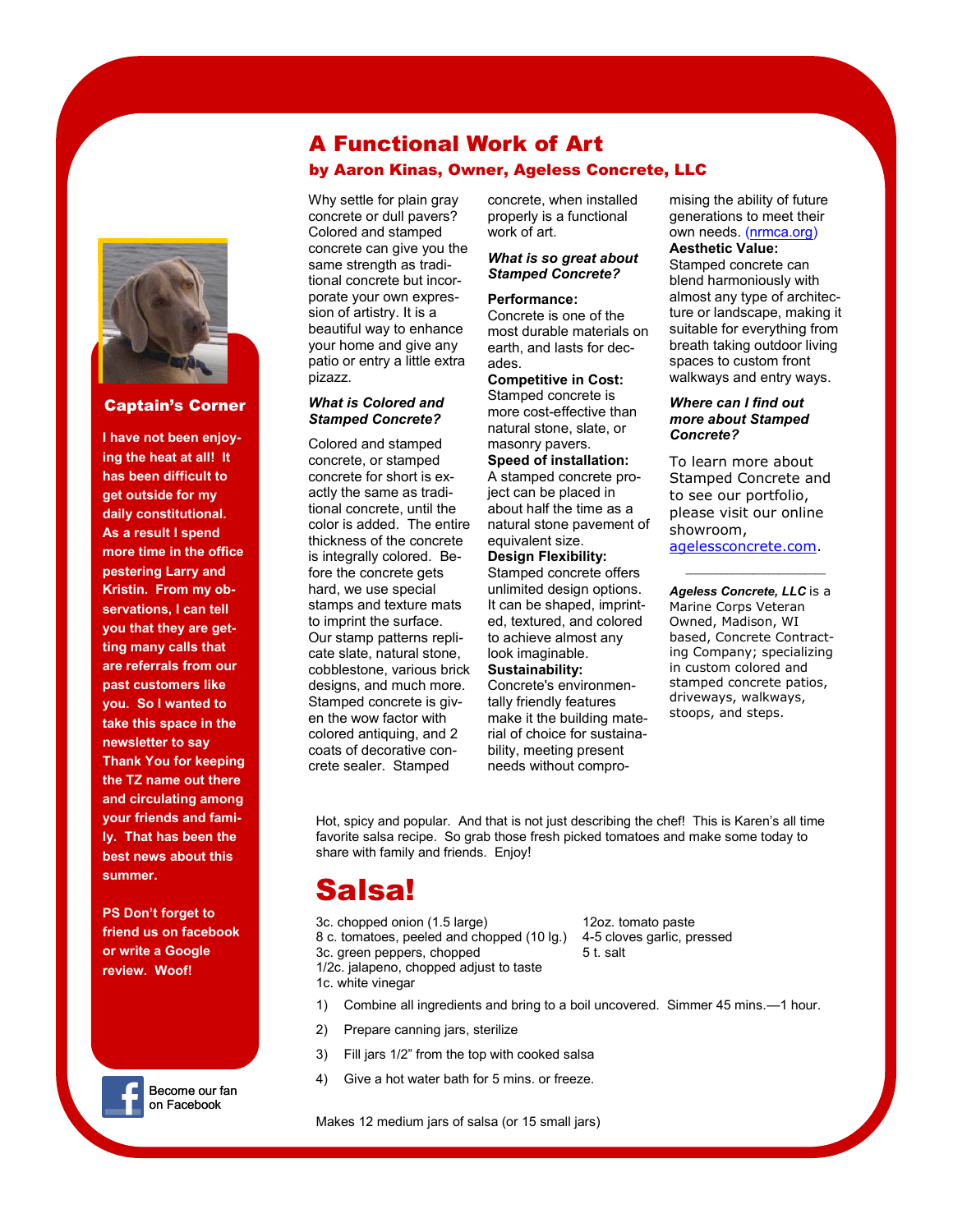# A Functional Work of Art

### by Aaron Kinas, Owner, Ageless Concrete, LLC

Why settle for plain gray concrete or dull pavers? Colored and stamped concrete can give you the same strength as traditional concrete but incorporate your own expression of artistry. It is a beautiful way to enhance your home and give any patio or entry a little extra pizazz.

***What is Colored and Stamped Concrete?***

Colored and stamped concrete, or stamped concrete for short is exactly the same as traditional concrete, until the color is added. The entire thickness of the concrete is integrally colored. Before the concrete gets hard, we use special stamps and texture mats to imprint the surface. Our stamp patterns replicate slate, natural stone, cobblestone, various brick designs, and much more. Stamped concrete is given the wow factor with colored antiquing, and 2 coats of decorative concrete sealer. Stamped concrete, when installed properly is a functional work of art.

***What is so great about Stamped Concrete?***

**Performance:**
Concrete is one of the most durable materials on earth, and lasts for decades.

**Competitive in Cost:**
Stamped concrete is more cost-effective than natural stone, slate, or masonry pavers.

**Speed of installation:**
A stamped concrete project can be placed in about half the time as a natural stone pavement of equivalent size.

**Design Flexibility:**
Stamped concrete offers unlimited design options. It can be shaped, imprinted, textured, and colored to achieve almost any look imaginable.

**Sustainability:**
Concrete's environmentally friendly features make it the building material of choice for sustainability, meeting present needs without compromising the ability of future generations to meet their own needs. (nrmca.org)

**Aesthetic Value:**
Stamped concrete can blend harmoniously with almost any type of architecture or landscape, making it suitable for everything from breath taking outdoor living spaces to custom front walkways and entry ways.

***Where can I find out more about Stamped Concrete?***

To learn more about Stamped Concrete and to see our portfolio, please visit our online showroom, agelessconcrete.com.

---

***Ageless Concrete, LLC*** is a Marine Corps Veteran Owned, Madison, WI based, Concrete Contracting Company; specializing in custom colored and stamped concrete patios, driveways, walkways, stoops, and steps.

## Captain's Corner

**I have not been enjoying the heat at all! It has been difficult to get outside for my daily constitutional. As a result I spend more time in the office pestering Larry and Kristin. From my observations, I can tell you that they are getting many calls that are referrals from our past customers like you. So I wanted to take this space in the newsletter to say Thank You for keeping the TZ name out there and circulating among your friends and family. That has been the best news about this summer.**

**PS Don't forget to friend us on facebook or write a Google review. Woof!**

Become our fan on Facebook

Hot, spicy and popular. And that is not just describing the chef! This is Karen's all time favorite salsa recipe. So grab those fresh picked tomatoes and make some today to share with family and friends. Enjoy!

# Salsa!

- 3c. chopped onion (1.5 large)
- 8 c. tomatoes, peeled and chopped (10 lg.)
- 3c. green peppers, chopped
- 1/2c. jalapeno, chopped adjust to taste
- 1c. white vinegar
- 12oz. tomato paste
- 4-5 cloves garlic, pressed
- 5 t. salt

1) Combine all ingredients and bring to a boil uncovered. Simmer 45 mins.—1 hour.
2) Prepare canning jars, sterilize
3) Fill jars 1/2" from the top with cooked salsa
4) Give a hot water bath for 5 mins. or freeze.

Makes 12 medium jars of salsa (or 15 small jars)